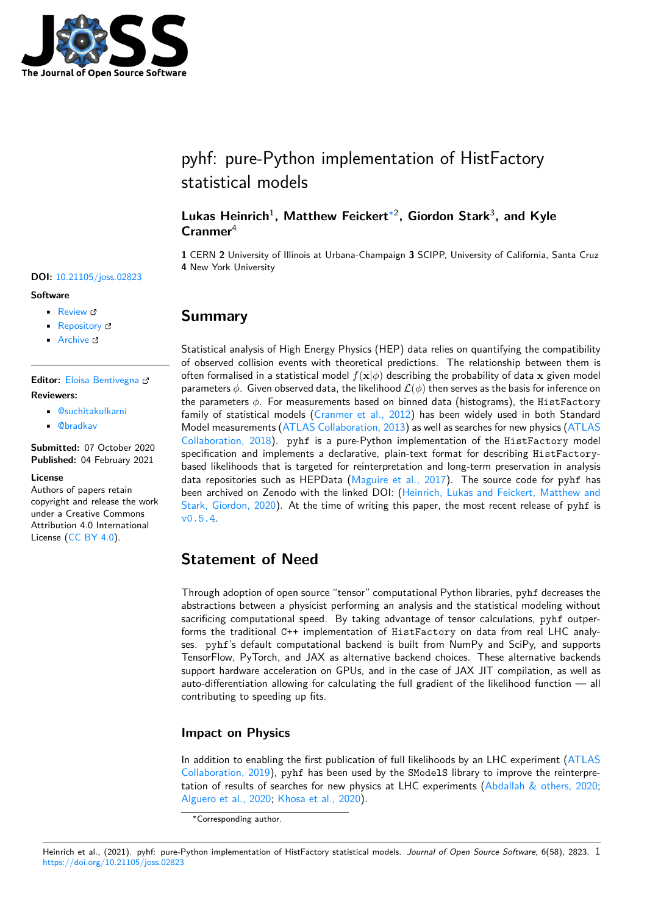# pyhf: pure-Python implementation of HistFactory statistical models

**Lukas Heinrich**[1], **Matthew Feickert**[*2], **Giordon Stark**[3], **and Kyle Cranmer**[4]

**1** CERN **2** University of Illinois at Urbana-Champaign **3** SCIPP, University of California, Santa Cruz **4** New York University

**DOI:** 10.21105/joss.02823

**Software**

- Review
- Repository
- Archive

**Editor:** Eloisa Bentivegna

**Reviewers:**

- @suchitakulkarni
- @bradkav

**Submitted:** 07 October 2020
**Published:** 04 February 2021

**License**
Authors of papers retain copyright and release the work under a Creative Commons Attribution 4.0 International License (CC BY 4.0).

## Summary

Statistical analysis of High Energy Physics (HEP) data relies on quantifying the compatibility of observed collision events with theoretical predictions. The relationship between them is often formalised in a statistical model $f(\mathbf{x}|\phi)$ describing the probability of data $\mathbf{x}$ given model parameters $\phi$. Given observed data, the likelihood $\mathcal{L}(\phi)$ then serves as the basis for inference on the parameters $\phi$. For measurements based on binned data (histograms), the `HistFactory` family of statistical models (Cranmer et al., 2012) has been widely used in both Standard Model measurements (ATLAS Collaboration, 2013) as well as searches for new physics (ATLAS Collaboration, 2018). `pyhf` is a pure-Python implementation of the `HistFactory` model specification and implements a declarative, plain-text format for describing `HistFactory`-based likelihoods that is targeted for reinterpretation and long-term preservation in analysis data repositories such as HEPData (Maguire et al., 2017). The source code for `pyhf` has been archived on Zenodo with the linked DOI: (Heinrich, Lukas and Feickert, Matthew and Stark, Giordon, 2020). At the time of writing this paper, the most recent release of `pyhf` is `v0.5.4`.

## Statement of Need

Through adoption of open source "tensor" computational Python libraries, `pyhf` decreases the abstractions between a physicist performing an analysis and the statistical modeling without sacrificing computational speed. By taking advantage of tensor calculations, `pyhf` outperforms the traditional `C++` implementation of `HistFactory` on data from real LHC analyses. `pyhf`'s default computational backend is built from NumPy and SciPy, and supports TensorFlow, PyTorch, and JAX as alternative backend choices. These alternative backends support hardware acceleration on GPUs, and in the case of JAX JIT compilation, as well as auto-differentiation allowing for calculating the full gradient of the likelihood function — all contributing to speeding up fits.

### Impact on Physics

In addition to enabling the first publication of full likelihoods by an LHC experiment (ATLAS Collaboration, 2019), `pyhf` has been used by the `SModelS` library to improve the reinterpretation of results of searches for new physics at LHC experiments (Abdallah & others, 2020; Alguero et al., 2020; Khosa et al., 2020).

*Corresponding author.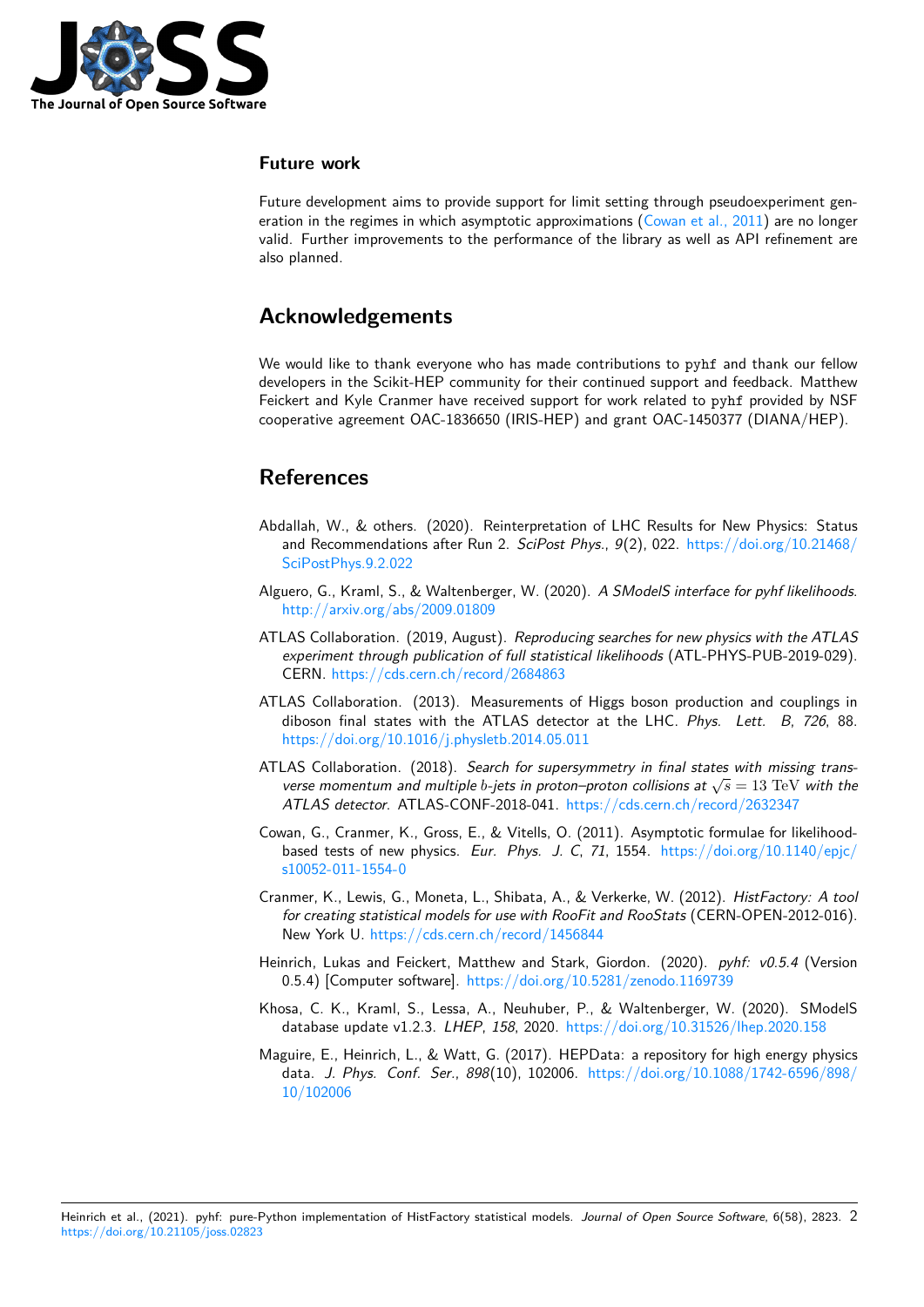## Future work

Future development aims to provide support for limit setting through pseudoexperiment generation in the regimes in which asymptotic approximations (Cowan et al., 2011) are no longer valid. Further improvements to the performance of the library as well as API refinement are also planned.

# Acknowledgements

We would like to thank everyone who has made contributions to `pyhf` and thank our fellow developers in the Scikit-HEP community for their continued support and feedback. Matthew Feickert and Kyle Cranmer have received support for work related to `pyhf` provided by NSF cooperative agreement OAC-1836650 (IRIS-HEP) and grant OAC-1450377 (DIANA/HEP).

# References

Abdallah, W., & others. (2020). Reinterpretation of LHC Results for New Physics: Status and Recommendations after Run 2. *SciPost Phys.*, *9*(2), 022. https://doi.org/10.21468/SciPostPhys.9.2.022

Alguero, G., Kraml, S., & Waltenberger, W. (2020). *A SModelS interface for pyhf likelihoods*. http://arxiv.org/abs/2009.01809

ATLAS Collaboration. (2019, August). *Reproducing searches for new physics with the ATLAS experiment through publication of full statistical likelihoods* (ATL-PHYS-PUB-2019-029). CERN. https://cds.cern.ch/record/2684863

ATLAS Collaboration. (2013). Measurements of Higgs boson production and couplings in diboson final states with the ATLAS detector at the LHC. *Phys. Lett. B*, *726*, 88. https://doi.org/10.1016/j.physletb.2014.05.011

ATLAS Collaboration. (2018). *Search for supersymmetry in final states with missing transverse momentum and multiple $b$-jets in proton–proton collisions at $\sqrt{s} = 13\ \mathrm{TeV}$ with the ATLAS detector*. ATLAS-CONF-2018-041. https://cds.cern.ch/record/2632347

Cowan, G., Cranmer, K., Gross, E., & Vitells, O. (2011). Asymptotic formulae for likelihood-based tests of new physics. *Eur. Phys. J. C*, *71*, 1554. https://doi.org/10.1140/epjc/s10052-011-1554-0

Cranmer, K., Lewis, G., Moneta, L., Shibata, A., & Verkerke, W. (2012). *HistFactory: A tool for creating statistical models for use with RooFit and RooStats* (CERN-OPEN-2012-016). New York U. https://cds.cern.ch/record/1456844

Heinrich, Lukas and Feickert, Matthew and Stark, Giordon. (2020). *pyhf: v0.5.4* (Version 0.5.4) [Computer software]. https://doi.org/10.5281/zenodo.1169739

Khosa, C. K., Kraml, S., Lessa, A., Neuhuber, P., & Waltenberger, W. (2020). SModelS database update v1.2.3. *LHEP*, *158*, 2020. https://doi.org/10.31526/lhep.2020.158

Maguire, E., Heinrich, L., & Watt, G. (2017). HEPData: a repository for high energy physics data. *J. Phys. Conf. Ser.*, *898*(10), 102006. https://doi.org/10.1088/1742-6596/898/10/102006